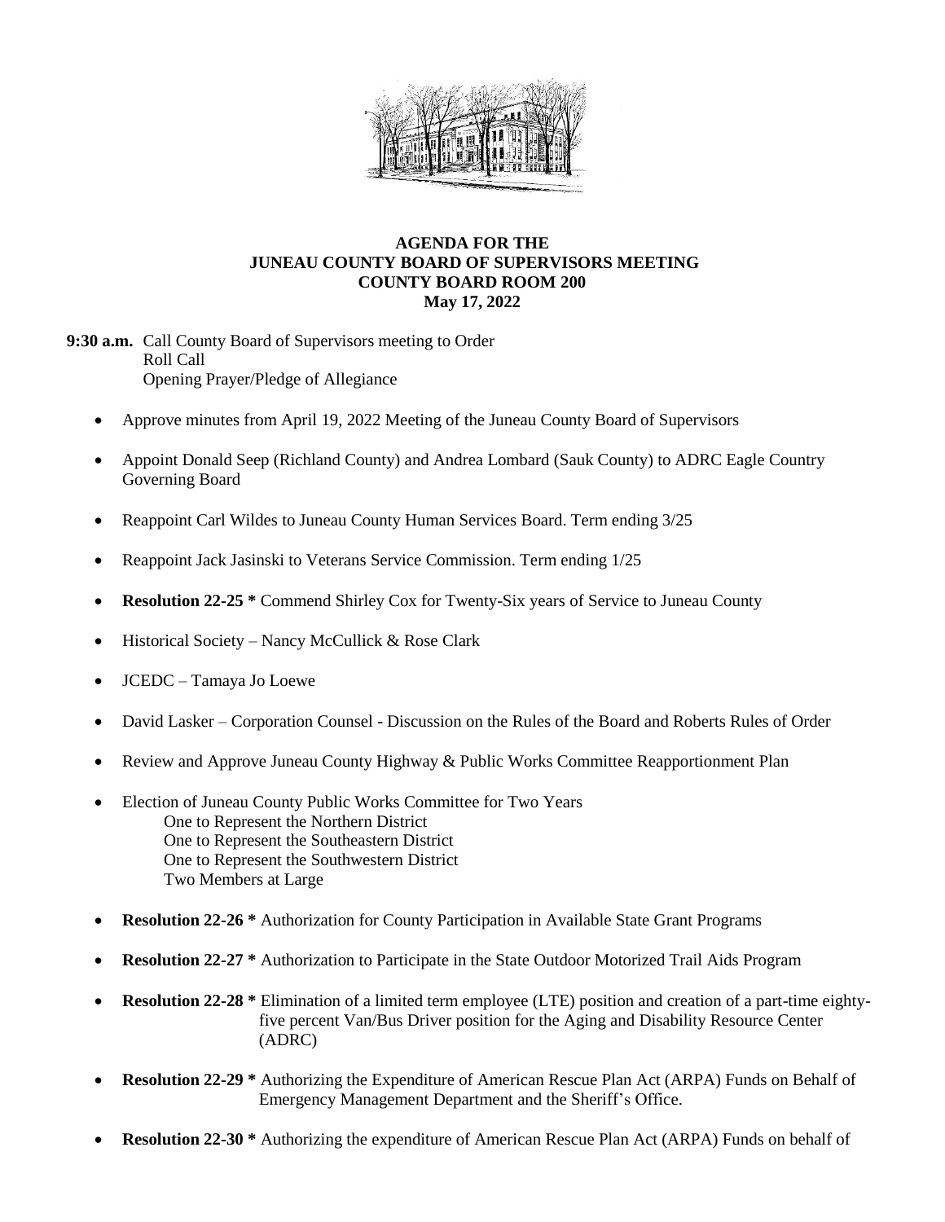# AGENDA FOR THE
# JUNEAU COUNTY BOARD OF SUPERVISORS MEETING
# COUNTY BOARD ROOM 200
# May 17, 2022

**9:30 a.m.** Call County Board of Supervisors meeting to Order
Roll Call
Opening Prayer/Pledge of Allegiance

- Approve minutes from April 19, 2022 Meeting of the Juneau County Board of Supervisors
- Appoint Donald Seep (Richland County) and Andrea Lombard (Sauk County) to ADRC Eagle Country Governing Board
- Reappoint Carl Wildes to Juneau County Human Services Board. Term ending 3/25
- Reappoint Jack Jasinski to Veterans Service Commission. Term ending 1/25
- **Resolution 22-25 *** Commend Shirley Cox for Twenty-Six years of Service to Juneau County
- Historical Society – Nancy McCullick & Rose Clark
- JCEDC – Tamaya Jo Loewe
- David Lasker – Corporation Counsel - Discussion on the Rules of the Board and Roberts Rules of Order
- Review and Approve Juneau County Highway & Public Works Committee Reapportionment Plan
- Election of Juneau County Public Works Committee for Two Years
  - One to Represent the Northern District
  - One to Represent the Southeastern District
  - One to Represent the Southwestern District
  - Two Members at Large
- **Resolution 22-26 *** Authorization for County Participation in Available State Grant Programs
- **Resolution 22-27 *** Authorization to Participate in the State Outdoor Motorized Trail Aids Program
- **Resolution 22-28 *** Elimination of a limited term employee (LTE) position and creation of a part-time eighty-five percent Van/Bus Driver position for the Aging and Disability Resource Center (ADRC)
- **Resolution 22-29 *** Authorizing the Expenditure of American Rescue Plan Act (ARPA) Funds on Behalf of Emergency Management Department and the Sheriff's Office.
- **Resolution 22-30 *** Authorizing the expenditure of American Rescue Plan Act (ARPA) Funds on behalf of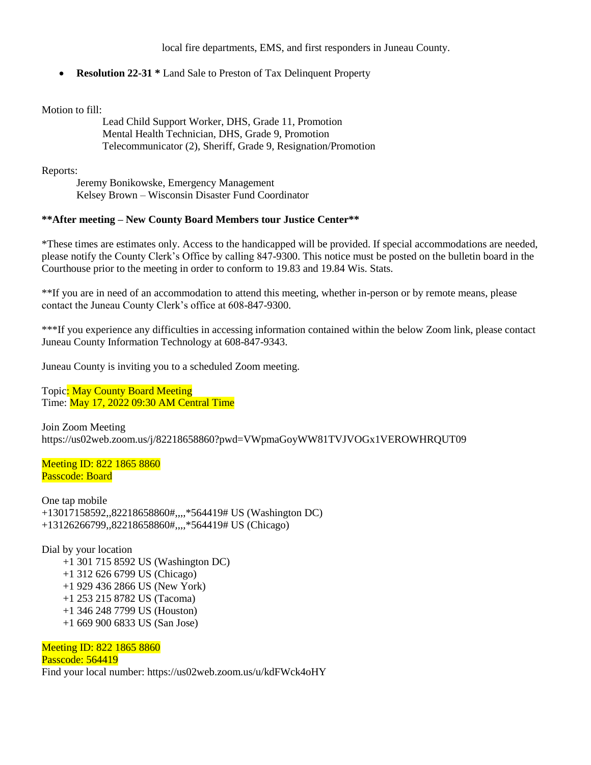local fire departments, EMS, and first responders in Juneau County.

- **Resolution 22-31 *** Land Sale to Preston of Tax Delinquent Property

Motion to fill:

Lead Child Support Worker, DHS, Grade 11, Promotion
Mental Health Technician, DHS, Grade 9, Promotion
Telecommunicator (2), Sheriff, Grade 9, Resignation/Promotion

Reports:

Jeremy Bonikowske, Emergency Management
Kelsey Brown – Wisconsin Disaster Fund Coordinator

**\*\*After meeting – New County Board Members tour Justice Center\*\***

*These times are estimates only. Access to the handicapped will be provided. If special accommodations are needed, please notify the County Clerk's Office by calling 847-9300. This notice must be posted on the bulletin board in the Courthouse prior to the meeting in order to conform to 19.83 and 19.84 Wis. Stats.

**If you are in need of an accommodation to attend this meeting, whether in-person or by remote means, please contact the Juneau County Clerk's office at 608-847-9300.

***If you experience any difficulties in accessing information contained within the below Zoom link, please contact Juneau County Information Technology at 608-847-9343.

Juneau County is inviting you to a scheduled Zoom meeting.

Topic: May County Board Meeting
Time: May 17, 2022 09:30 AM Central Time

Join Zoom Meeting
https://us02web.zoom.us/j/82218658860?pwd=VWpmaGoyWW81TVJVOGx1VEROWHRQUT09

Meeting ID: 822 1865 8860
Passcode: Board

One tap mobile
+13017158592,,82218658860#,,,,*564419# US (Washington DC)
+13126266799,,82218658860#,,,,*564419# US (Chicago)

Dial by your location
+1 301 715 8592 US (Washington DC)
+1 312 626 6799 US (Chicago)
+1 929 436 2866 US (New York)
+1 253 215 8782 US (Tacoma)
+1 346 248 7799 US (Houston)
+1 669 900 6833 US (San Jose)

Meeting ID: 822 1865 8860
Passcode: 564419
Find your local number: https://us02web.zoom.us/u/kdFWck4oHY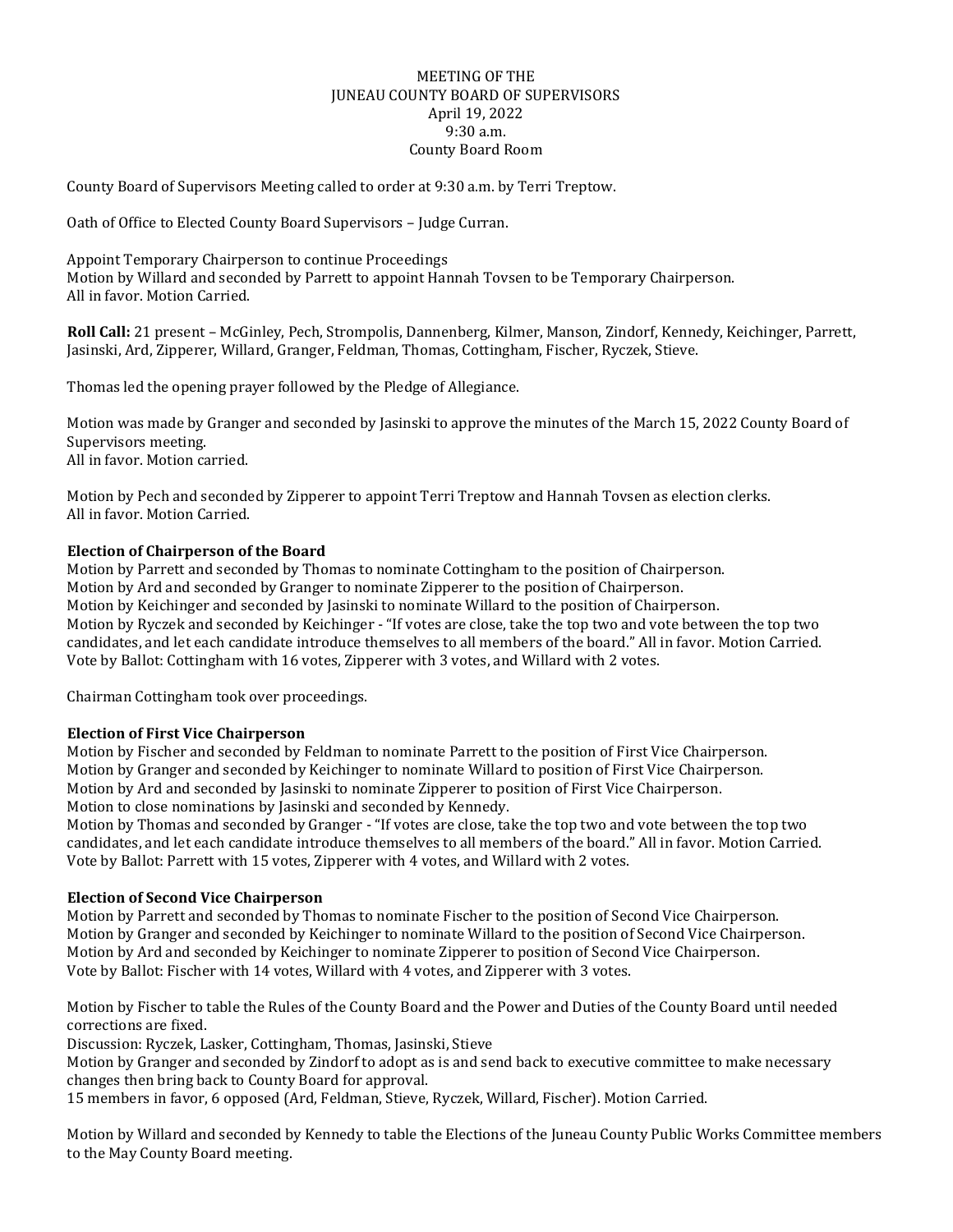MEETING OF THE
JUNEAU COUNTY BOARD OF SUPERVISORS
April 19, 2022
9:30 a.m.
County Board Room

County Board of Supervisors Meeting called to order at 9:30 a.m. by Terri Treptow.

Oath of Office to Elected County Board Supervisors – Judge Curran.

Appoint Temporary Chairperson to continue Proceedings
Motion by Willard and seconded by Parrett to appoint Hannah Tovsen to be Temporary Chairperson.
All in favor. Motion Carried.

**Roll Call:** 21 present – McGinley, Pech, Strompolis, Dannenberg, Kilmer, Manson, Zindorf, Kennedy, Keichinger, Parrett, Jasinski, Ard, Zipperer, Willard, Granger, Feldman, Thomas, Cottingham, Fischer, Ryczek, Stieve.

Thomas led the opening prayer followed by the Pledge of Allegiance.

Motion was made by Granger and seconded by Jasinski to approve the minutes of the March 15, 2022 County Board of Supervisors meeting.
All in favor. Motion carried.

Motion by Pech and seconded by Zipperer to appoint Terri Treptow and Hannah Tovsen as election clerks.
All in favor. Motion Carried.

**Election of Chairperson of the Board**
Motion by Parrett and seconded by Thomas to nominate Cottingham to the position of Chairperson.
Motion by Ard and seconded by Granger to nominate Zipperer to the position of Chairperson.
Motion by Keichinger and seconded by Jasinski to nominate Willard to the position of Chairperson.
Motion by Ryczek and seconded by Keichinger - "If votes are close, take the top two and vote between the top two candidates, and let each candidate introduce themselves to all members of the board." All in favor. Motion Carried.
Vote by Ballot: Cottingham with 16 votes, Zipperer with 3 votes, and Willard with 2 votes.

Chairman Cottingham took over proceedings.

**Election of First Vice Chairperson**
Motion by Fischer and seconded by Feldman to nominate Parrett to the position of First Vice Chairperson.
Motion by Granger and seconded by Keichinger to nominate Willard to position of First Vice Chairperson.
Motion by Ard and seconded by Jasinski to nominate Zipperer to position of First Vice Chairperson.
Motion to close nominations by Jasinski and seconded by Kennedy.
Motion by Thomas and seconded by Granger - "If votes are close, take the top two and vote between the top two candidates, and let each candidate introduce themselves to all members of the board." All in favor. Motion Carried.
Vote by Ballot: Parrett with 15 votes, Zipperer with 4 votes, and Willard with 2 votes.

**Election of Second Vice Chairperson**
Motion by Parrett and seconded by Thomas to nominate Fischer to the position of Second Vice Chairperson.
Motion by Granger and seconded by Keichinger to nominate Willard to the position of Second Vice Chairperson.
Motion by Ard and seconded by Keichinger to nominate Zipperer to position of Second Vice Chairperson.
Vote by Ballot: Fischer with 14 votes, Willard with 4 votes, and Zipperer with 3 votes.

Motion by Fischer to table the Rules of the County Board and the Power and Duties of the County Board until needed corrections are fixed.
Discussion: Ryczek, Lasker, Cottingham, Thomas, Jasinski, Stieve
Motion by Granger and seconded by Zindorf to adopt as is and send back to executive committee to make necessary changes then bring back to County Board for approval.
15 members in favor, 6 opposed (Ard, Feldman, Stieve, Ryczek, Willard, Fischer). Motion Carried.

Motion by Willard and seconded by Kennedy to table the Elections of the Juneau County Public Works Committee members to the May County Board meeting.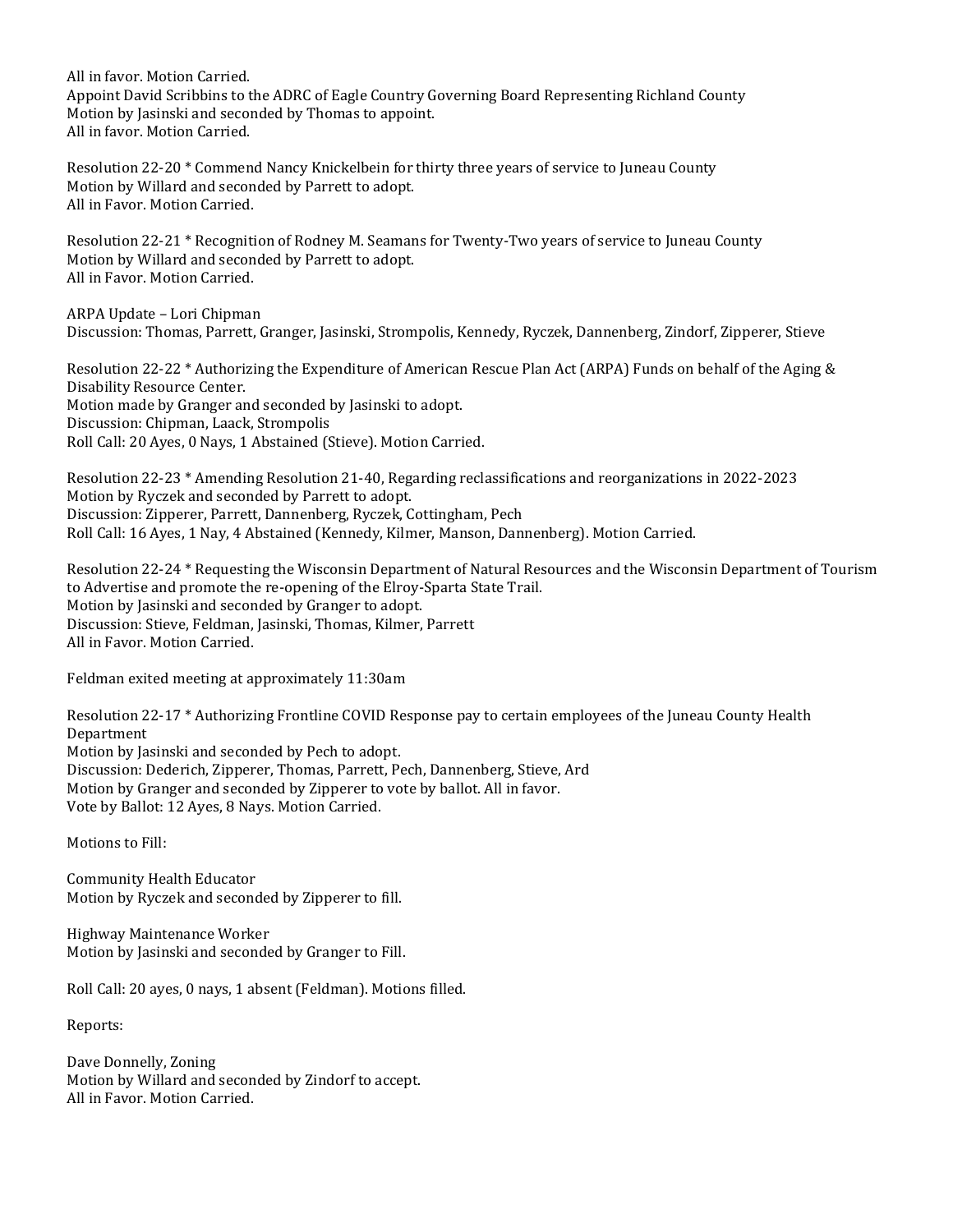All in favor. Motion Carried.
Appoint David Scribbins to the ADRC of Eagle Country Governing Board Representing Richland County
Motion by Jasinski and seconded by Thomas to appoint.
All in favor. Motion Carried.

Resolution 22-20 * Commend Nancy Knickelbein for thirty three years of service to Juneau County
Motion by Willard and seconded by Parrett to adopt.
All in Favor. Motion Carried.

Resolution 22-21 * Recognition of Rodney M. Seamans for Twenty-Two years of service to Juneau County
Motion by Willard and seconded by Parrett to adopt.
All in Favor. Motion Carried.

ARPA Update – Lori Chipman
Discussion: Thomas, Parrett, Granger, Jasinski, Strompolis, Kennedy, Ryczek, Dannenberg, Zindorf, Zipperer, Stieve

Resolution 22-22 * Authorizing the Expenditure of American Rescue Plan Act (ARPA) Funds on behalf of the Aging & Disability Resource Center.
Motion made by Granger and seconded by Jasinski to adopt.
Discussion: Chipman, Laack, Strompolis
Roll Call: 20 Ayes, 0 Nays, 1 Abstained (Stieve). Motion Carried.

Resolution 22-23 * Amending Resolution 21-40, Regarding reclassifications and reorganizations in 2022-2023
Motion by Ryczek and seconded by Parrett to adopt.
Discussion: Zipperer, Parrett, Dannenberg, Ryczek, Cottingham, Pech
Roll Call: 16 Ayes, 1 Nay, 4 Abstained (Kennedy, Kilmer, Manson, Dannenberg). Motion Carried.

Resolution 22-24 * Requesting the Wisconsin Department of Natural Resources and the Wisconsin Department of Tourism to Advertise and promote the re-opening of the Elroy-Sparta State Trail.
Motion by Jasinski and seconded by Granger to adopt.
Discussion: Stieve, Feldman, Jasinski, Thomas, Kilmer, Parrett
All in Favor. Motion Carried.

Feldman exited meeting at approximately 11:30am

Resolution 22-17 * Authorizing Frontline COVID Response pay to certain employees of the Juneau County Health Department
Motion by Jasinski and seconded by Pech to adopt.
Discussion: Dederich, Zipperer, Thomas, Parrett, Pech, Dannenberg, Stieve, Ard
Motion by Granger and seconded by Zipperer to vote by ballot. All in favor.
Vote by Ballot: 12 Ayes, 8 Nays. Motion Carried.

Motions to Fill:

Community Health Educator
Motion by Ryczek and seconded by Zipperer to fill.

Highway Maintenance Worker
Motion by Jasinski and seconded by Granger to Fill.

Roll Call: 20 ayes, 0 nays, 1 absent (Feldman). Motions filled.

Reports:

Dave Donnelly, Zoning
Motion by Willard and seconded by Zindorf to accept.
All in Favor. Motion Carried.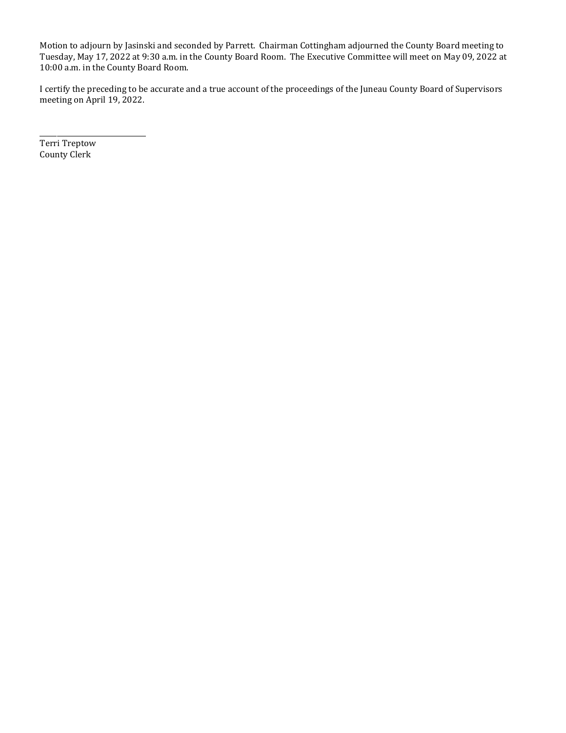Motion to adjourn by Jasinski and seconded by Parrett. Chairman Cottingham adjourned the County Board meeting to Tuesday, May 17, 2022 at 9:30 a.m. in the County Board Room. The Executive Committee will meet on May 09, 2022 at 10:00 a.m. in the County Board Room.

I certify the preceding to be accurate and a true account of the proceedings of the Juneau County Board of Supervisors meeting on April 19, 2022.

______________________________
Terri Treptow
County Clerk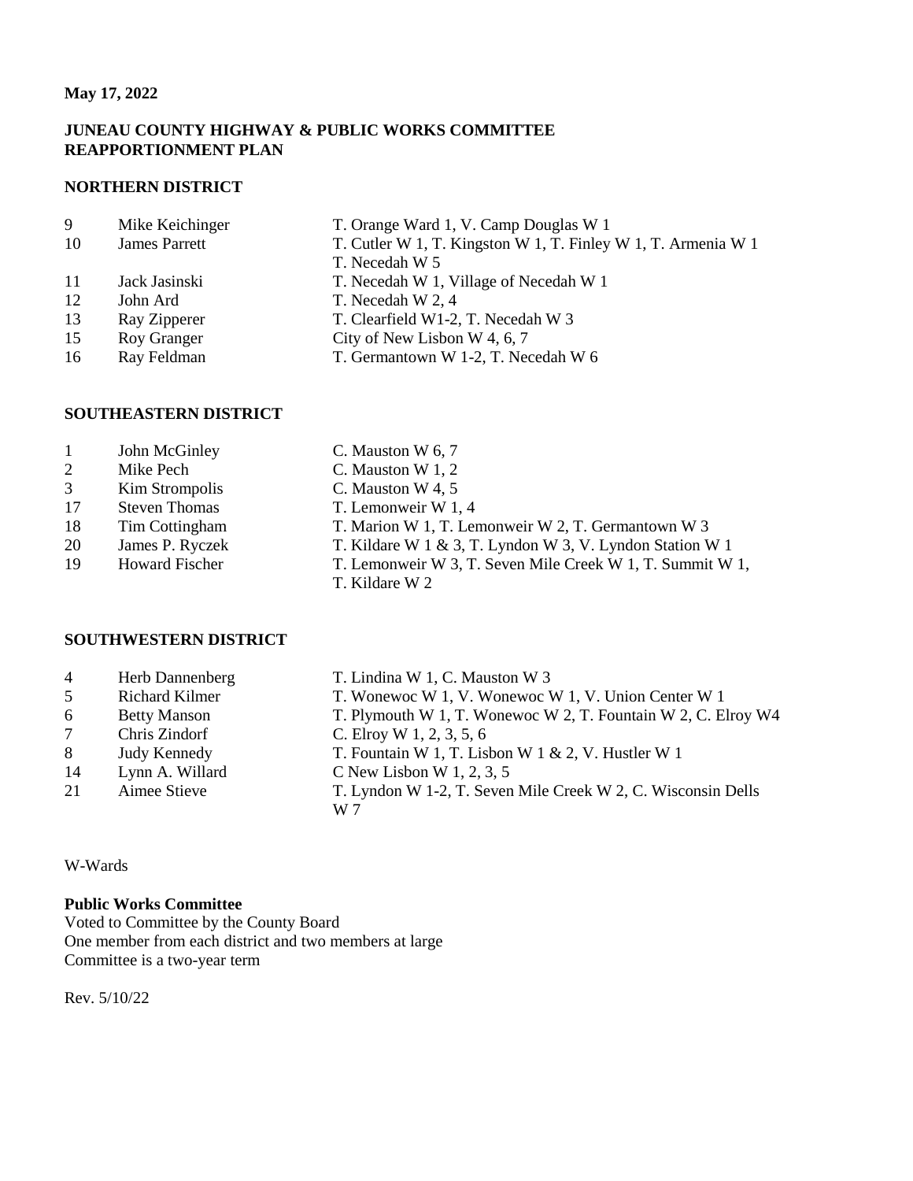**May 17, 2022**

**JUNEAU COUNTY HIGHWAY & PUBLIC WORKS COMMITTEE REAPPORTIONMENT PLAN**

**NORTHERN DISTRICT**

| | | |
|---|---|---|
| 9 | Mike Keichinger | T. Orange Ward 1, V. Camp Douglas W 1 |
| 10 | James Parrett | T. Cutler W 1, T. Kingston W 1, T. Finley W 1, T. Armenia W 1 T. Necedah W 5 |
| 11 | Jack Jasinski | T. Necedah W 1, Village of Necedah W 1 |
| 12 | John Ard | T. Necedah W 2, 4 |
| 13 | Ray Zipperer | T. Clearfield W1-2, T. Necedah W 3 |
| 15 | Roy Granger | City of New Lisbon W 4, 6, 7 |
| 16 | Ray Feldman | T. Germantown W 1-2, T. Necedah W 6 |

**SOUTHEASTERN DISTRICT**

| | | |
|---|---|---|
| 1 | John McGinley | C. Mauston W 6, 7 |
| 2 | Mike Pech | C. Mauston W 1, 2 |
| 3 | Kim Strompolis | C. Mauston W 4, 5 |
| 17 | Steven Thomas | T. Lemonweir W 1, 4 |
| 18 | Tim Cottingham | T. Marion W 1, T. Lemonweir W 2, T. Germantown W 3 |
| 20 | James P. Ryczek | T. Kildare W 1 & 3, T. Lyndon W 3, V. Lyndon Station W 1 |
| 19 | Howard Fischer | T. Lemonweir W 3, T. Seven Mile Creek W 1, T. Summit W 1, T. Kildare W 2 |

**SOUTHWESTERN DISTRICT**

| | | |
|---|---|---|
| 4 | Herb Dannenberg | T. Lindina W 1, C. Mauston W 3 |
| 5 | Richard Kilmer | T. Wonewoc W 1, V. Wonewoc W 1, V. Union Center W 1 |
| 6 | Betty Manson | T. Plymouth W 1, T. Wonewoc W 2, T. Fountain W 2, C. Elroy W4 |
| 7 | Chris Zindorf | C. Elroy W 1, 2, 3, 5, 6 |
| 8 | Judy Kennedy | T. Fountain W 1, T. Lisbon W 1 & 2, V. Hustler W 1 |
| 14 | Lynn A. Willard | C New Lisbon W 1, 2, 3, 5 |
| 21 | Aimee Stieve | T. Lyndon W 1-2, T. Seven Mile Creek W 2, C. Wisconsin Dells W 7 |

W-Wards

**Public Works Committee**
Voted to Committee by the County Board
One member from each district and two members at large
Committee is a two-year term

Rev. 5/10/22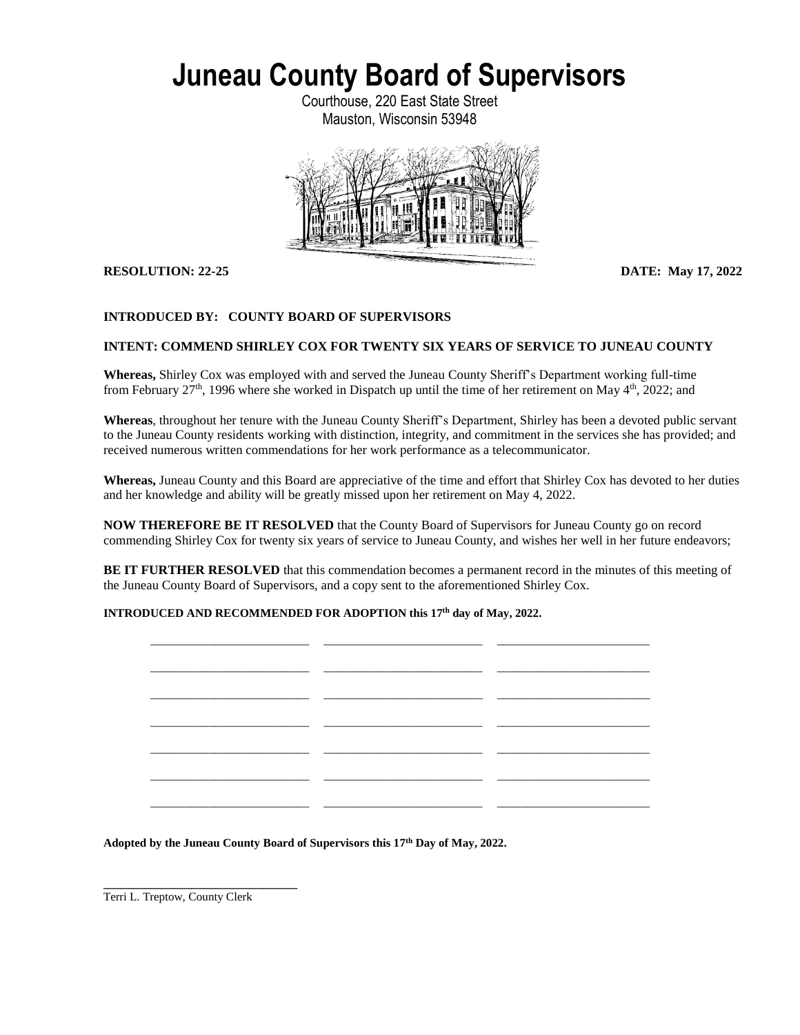# Juneau County Board of Supervisors

Courthouse, 220 East State Street
Mauston, Wisconsin 53948

**RESOLUTION: 22-25** **DATE: May 17, 2022**

**INTRODUCED BY: COUNTY BOARD OF SUPERVISORS**

**INTENT: COMMEND SHIRLEY COX FOR TWENTY SIX YEARS OF SERVICE TO JUNEAU COUNTY**

**Whereas,** Shirley Cox was employed with and served the Juneau County Sheriff's Department working full-time from February 27th, 1996 where she worked in Dispatch up until the time of her retirement on May 4th, 2022; and

**Whereas**, throughout her tenure with the Juneau County Sheriff's Department, Shirley has been a devoted public servant to the Juneau County residents working with distinction, integrity, and commitment in the services she has provided; and received numerous written commendations for her work performance as a telecommunicator.

**Whereas,** Juneau County and this Board are appreciative of the time and effort that Shirley Cox has devoted to her duties and her knowledge and ability will be greatly missed upon her retirement on May 4, 2022.

**NOW THEREFORE BE IT RESOLVED** that the County Board of Supervisors for Juneau County go on record commending Shirley Cox for twenty six years of service to Juneau County, and wishes her well in her future endeavors;

**BE IT FURTHER RESOLVED** that this commendation becomes a permanent record in the minutes of this meeting of the Juneau County Board of Supervisors, and a copy sent to the aforementioned Shirley Cox.

**INTRODUCED AND RECOMMENDED FOR ADOPTION this 17th day of May, 2022.**

______________________ ______________________ ______________________

______________________ ______________________ ______________________

______________________ ______________________ ______________________

______________________ ______________________ ______________________

______________________ ______________________ ______________________

______________________ ______________________ ______________________

______________________ ______________________ ______________________

**Adopted by the Juneau County Board of Supervisors this 17th Day of May, 2022.**

______________________________
Terri L. Treptow, County Clerk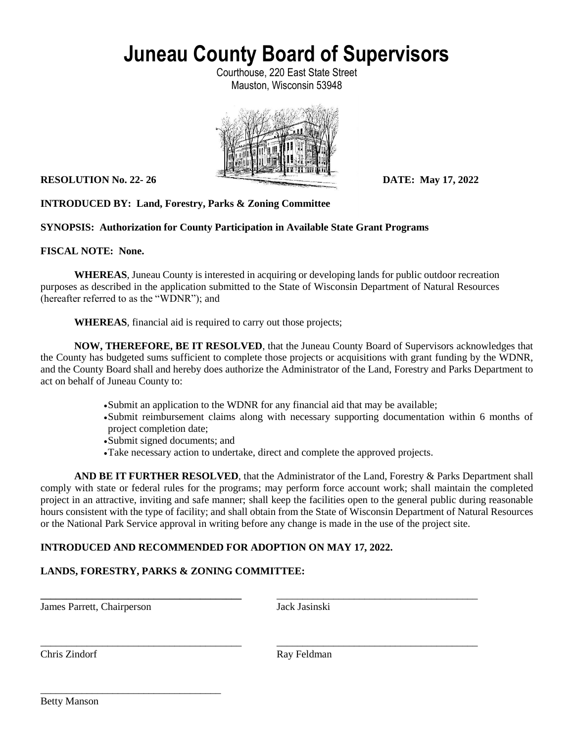# Juneau County Board of Supervisors

Courthouse, 220 East State Street
Mauston, Wisconsin 53948

**RESOLUTION No. 22- 26** **DATE: May 17, 2022**

**INTRODUCED BY: Land, Forestry, Parks & Zoning Committee**

**SYNOPSIS: Authorization for County Participation in Available State Grant Programs**

**FISCAL NOTE: None.**

**WHEREAS**, Juneau County is interested in acquiring or developing lands for public outdoor recreation purposes as described in the application submitted to the State of Wisconsin Department of Natural Resources (hereafter referred to as the "WDNR"); and

**WHEREAS**, financial aid is required to carry out those projects;

**NOW, THEREFORE, BE IT RESOLVED**, that the Juneau County Board of Supervisors acknowledges that the County has budgeted sums sufficient to complete those projects or acquisitions with grant funding by the WDNR, and the County Board shall and hereby does authorize the Administrator of the Land, Forestry and Parks Department to act on behalf of Juneau County to:

- Submit an application to the WDNR for any financial aid that may be available;
- Submit reimbursement claims along with necessary supporting documentation within 6 months of project completion date;
- Submit signed documents; and
- Take necessary action to undertake, direct and complete the approved projects.

**AND BE IT FURTHER RESOLVED**, that the Administrator of the Land, Forestry & Parks Department shall comply with state or federal rules for the programs; may perform force account work; shall maintain the completed project in an attractive, inviting and safe manner; shall keep the facilities open to the general public during reasonable hours consistent with the type of facility; and shall obtain from the State of Wisconsin Department of Natural Resources or the National Park Service approval in writing before any change is made in the use of the project site.

**INTRODUCED AND RECOMMENDED FOR ADOPTION ON MAY 17, 2022.**

**LANDS, FORESTRY, PARKS & ZONING COMMITTEE:**

\_\_\_\_\_\_\_\_\_\_\_\_\_\_\_\_\_\_\_\_\_\_\_\_\_\_\_\_\_\_\_\_\_\_\_\_\_\_\_\_
James Parrett, Chairperson

\_\_\_\_\_\_\_\_\_\_\_\_\_\_\_\_\_\_\_\_\_\_\_\_\_\_\_\_\_\_\_\_\_\_\_\_\_\_\_\_
Jack Jasinski

\_\_\_\_\_\_\_\_\_\_\_\_\_\_\_\_\_\_\_\_\_\_\_\_\_\_\_\_\_\_\_\_\_\_\_\_\_\_\_\_
Chris Zindorf

\_\_\_\_\_\_\_\_\_\_\_\_\_\_\_\_\_\_\_\_\_\_\_\_\_\_\_\_\_\_\_\_\_\_\_\_\_\_\_\_
Ray Feldman

\_\_\_\_\_\_\_\_\_\_\_\_\_\_\_\_\_\_\_\_\_\_\_\_\_\_\_\_\_\_\_\_\_\_\_\_
Betty Manson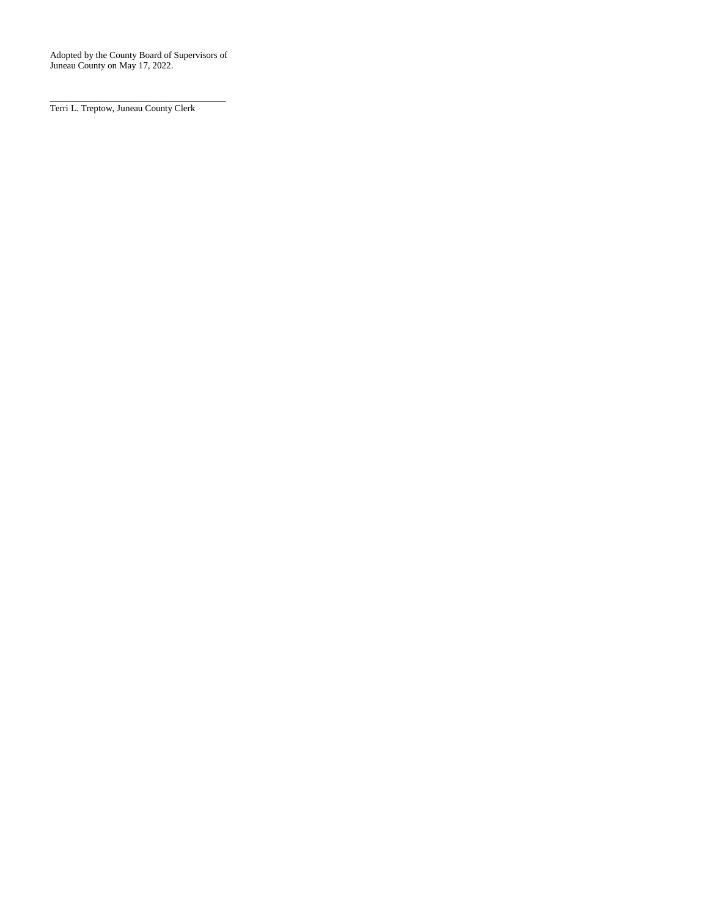Adopted by the County Board of Supervisors of
Juneau County on May 17, 2022.

\_\_\_\_\_\_\_\_\_\_\_\_\_\_\_\_\_\_\_\_\_\_\_\_\_\_\_\_\_\_\_\_\_\_\_\_\_\_

Terri L. Treptow, Juneau County Clerk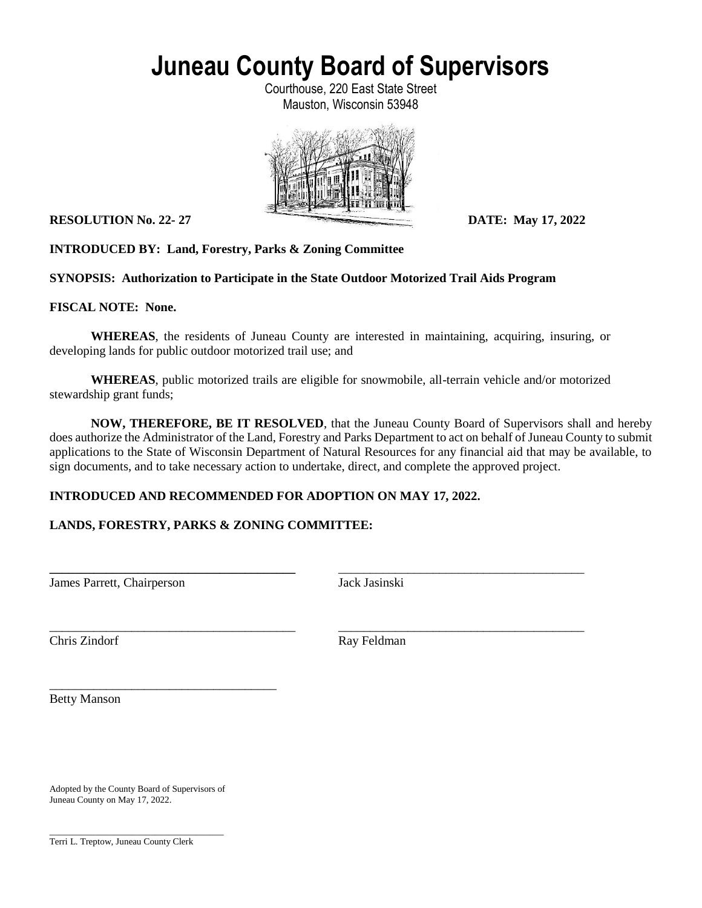# Juneau County Board of Supervisors

Courthouse, 220 East State Street
Mauston, Wisconsin 53948

**RESOLUTION No. 22- 27** **DATE: May 17, 2022**

**INTRODUCED BY: Land, Forestry, Parks & Zoning Committee**

**SYNOPSIS: Authorization to Participate in the State Outdoor Motorized Trail Aids Program**

**FISCAL NOTE: None.**

**WHEREAS**, the residents of Juneau County are interested in maintaining, acquiring, insuring, or developing lands for public outdoor motorized trail use; and

**WHEREAS**, public motorized trails are eligible for snowmobile, all-terrain vehicle and/or motorized stewardship grant funds;

**NOW, THEREFORE, BE IT RESOLVED**, that the Juneau County Board of Supervisors shall and hereby does authorize the Administrator of the Land, Forestry and Parks Department to act on behalf of Juneau County to submit applications to the State of Wisconsin Department of Natural Resources for any financial aid that may be available, to sign documents, and to take necessary action to undertake, direct, and complete the approved project.

**INTRODUCED AND RECOMMENDED FOR ADOPTION ON MAY 17, 2022.**

**LANDS, FORESTRY, PARKS & ZONING COMMITTEE:**

\_\_\_\_\_\_\_\_\_\_\_\_\_\_\_\_\_\_\_\_\_\_\_\_\_\_\_\_\_\_\_\_\_\_\_\_\_\_\_\_
James Parrett, Chairperson

\_\_\_\_\_\_\_\_\_\_\_\_\_\_\_\_\_\_\_\_\_\_\_\_\_\_\_\_\_\_\_\_\_\_\_\_\_\_\_\_
Jack Jasinski

\_\_\_\_\_\_\_\_\_\_\_\_\_\_\_\_\_\_\_\_\_\_\_\_\_\_\_\_\_\_\_\_\_\_\_\_\_\_\_\_
Chris Zindorf

\_\_\_\_\_\_\_\_\_\_\_\_\_\_\_\_\_\_\_\_\_\_\_\_\_\_\_\_\_\_\_\_\_\_\_\_\_\_\_\_
Ray Feldman

\_\_\_\_\_\_\_\_\_\_\_\_\_\_\_\_\_\_\_\_\_\_\_\_\_\_\_\_\_\_\_\_\_\_\_\_\_\_\_\_
Betty Manson

Adopted by the County Board of Supervisors of Juneau County on May 17, 2022.

\_\_\_\_\_\_\_\_\_\_\_\_\_\_\_\_\_\_\_\_\_\_\_\_\_\_\_\_\_\_\_\_\_\_\_\_\_\_\_\_
Terri L. Treptow, Juneau County Clerk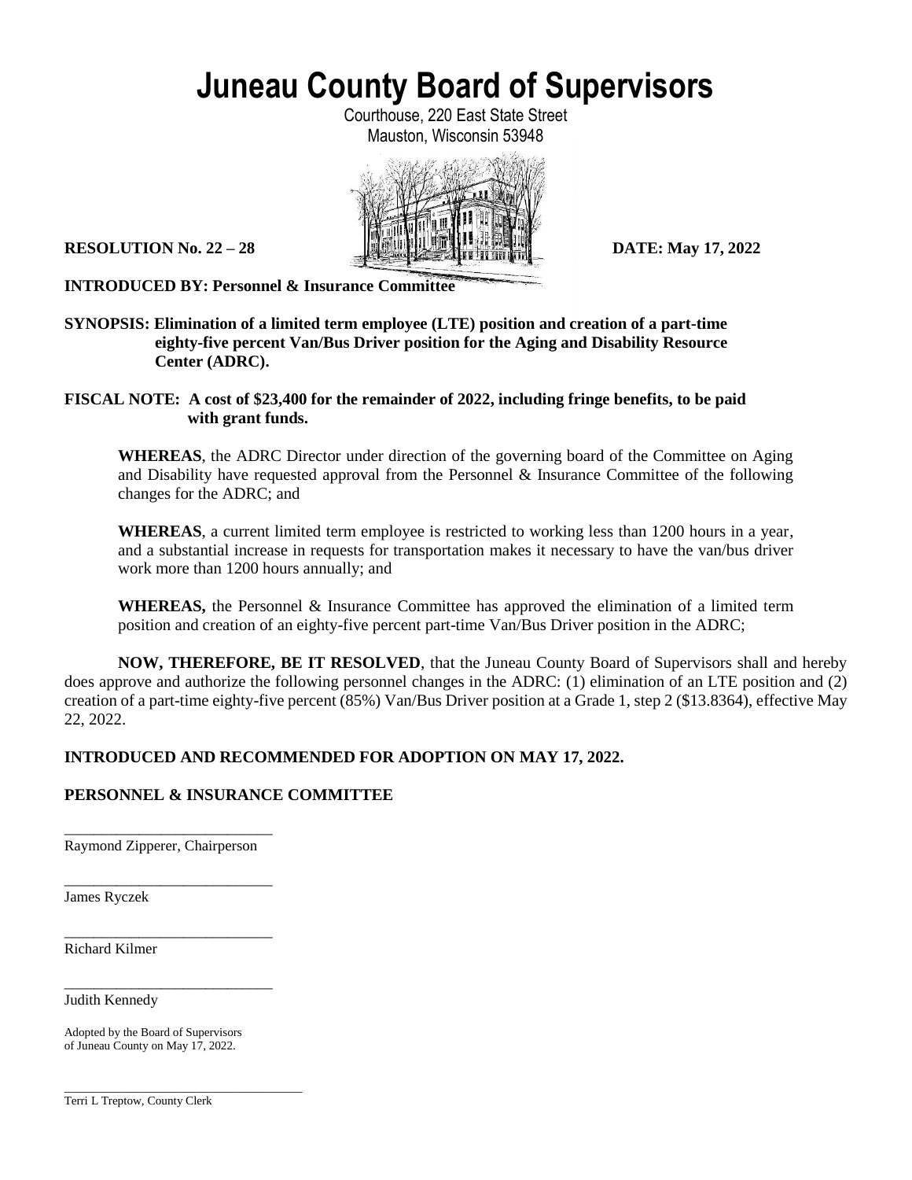# Juneau County Board of Supervisors

Courthouse, 220 East State Street
Mauston, Wisconsin 53948

**RESOLUTION No. 22 – 28** **DATE: May 17, 2022**

**INTRODUCED BY: Personnel & Insurance Committee**

**SYNOPSIS: Elimination of a limited term employee (LTE) position and creation of a part-time eighty-five percent Van/Bus Driver position for the Aging and Disability Resource Center (ADRC).**

**FISCAL NOTE: A cost of $23,400 for the remainder of 2022, including fringe benefits, to be paid with grant funds.**

**WHEREAS**, the ADRC Director under direction of the governing board of the Committee on Aging and Disability have requested approval from the Personnel & Insurance Committee of the following changes for the ADRC; and

**WHEREAS**, a current limited term employee is restricted to working less than 1200 hours in a year, and a substantial increase in requests for transportation makes it necessary to have the van/bus driver work more than 1200 hours annually; and

**WHEREAS,** the Personnel & Insurance Committee has approved the elimination of a limited term position and creation of an eighty-five percent part-time Van/Bus Driver position in the ADRC;

**NOW, THEREFORE, BE IT RESOLVED**, that the Juneau County Board of Supervisors shall and hereby does approve and authorize the following personnel changes in the ADRC: (1) elimination of an LTE position and (2) creation of a part-time eighty-five percent (85%) Van/Bus Driver position at a Grade 1, step 2 ($13.8364), effective May 22, 2022.

**INTRODUCED AND RECOMMENDED FOR ADOPTION ON MAY 17, 2022.**

**PERSONNEL & INSURANCE COMMITTEE**

\_\_\_\_\_\_\_\_\_\_\_\_\_\_\_\_\_\_\_\_\_\_\_\_\_\_\_\_
Raymond Zipperer, Chairperson

\_\_\_\_\_\_\_\_\_\_\_\_\_\_\_\_\_\_\_\_\_\_\_\_\_\_\_\_
James Ryczek

\_\_\_\_\_\_\_\_\_\_\_\_\_\_\_\_\_\_\_\_\_\_\_\_\_\_\_\_
Richard Kilmer

\_\_\_\_\_\_\_\_\_\_\_\_\_\_\_\_\_\_\_\_\_\_\_\_\_\_\_\_
Judith Kennedy

Adopted by the Board of Supervisors
of Juneau County on May 17, 2022.

\_\_\_\_\_\_\_\_\_\_\_\_\_\_\_\_\_\_\_\_\_\_\_\_\_\_\_\_\_\_\_\_\_\_\_\_
Terri L Treptow, County Clerk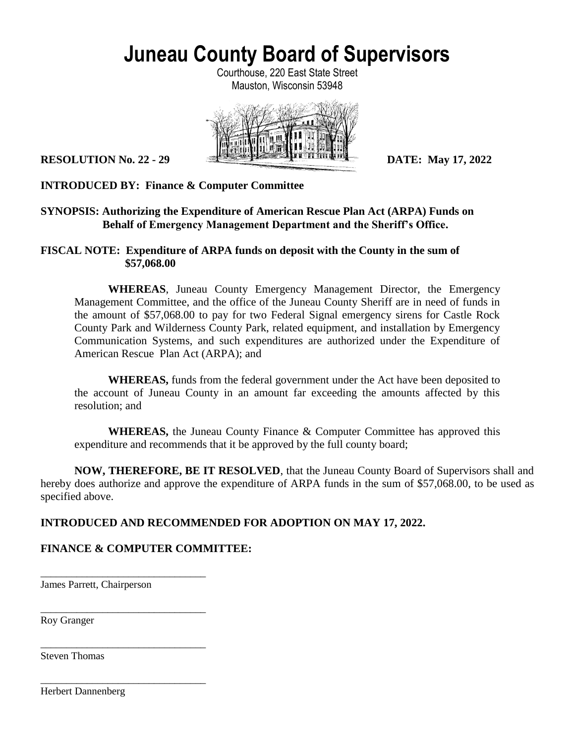# Juneau County Board of Supervisors

Courthouse, 220 East State Street
Mauston, Wisconsin 53948

**RESOLUTION No. 22 - 29** **DATE: May 17, 2022**

**INTRODUCED BY: Finance & Computer Committee**

**SYNOPSIS: Authorizing the Expenditure of American Rescue Plan Act (ARPA) Funds on Behalf of Emergency Management Department and the Sheriff's Office.**

**FISCAL NOTE: Expenditure of ARPA funds on deposit with the County in the sum of $57,068.00**

**WHEREAS**, Juneau County Emergency Management Director, the Emergency Management Committee, and the office of the Juneau County Sheriff are in need of funds in the amount of $57,068.00 to pay for two Federal Signal emergency sirens for Castle Rock County Park and Wilderness County Park, related equipment, and installation by Emergency Communication Systems, and such expenditures are authorized under the Expenditure of American Rescue Plan Act (ARPA); and

**WHEREAS,** funds from the federal government under the Act have been deposited to the account of Juneau County in an amount far exceeding the amounts affected by this resolution; and

**WHEREAS,** the Juneau County Finance & Computer Committee has approved this expenditure and recommends that it be approved by the full county board;

**NOW, THEREFORE, BE IT RESOLVED**, that the Juneau County Board of Supervisors shall and hereby does authorize and approve the expenditure of ARPA funds in the sum of $57,068.00, to be used as specified above.

**INTRODUCED AND RECOMMENDED FOR ADOPTION ON MAY 17, 2022.**

**FINANCE & COMPUTER COMMITTEE:**

\_\_\_\_\_\_\_\_\_\_\_\_\_\_\_\_\_\_\_\_\_\_\_\_\_\_\_\_\_\_\_\_
James Parrett, Chairperson

\_\_\_\_\_\_\_\_\_\_\_\_\_\_\_\_\_\_\_\_\_\_\_\_\_\_\_\_\_\_\_\_
Roy Granger

\_\_\_\_\_\_\_\_\_\_\_\_\_\_\_\_\_\_\_\_\_\_\_\_\_\_\_\_\_\_\_\_
Steven Thomas

\_\_\_\_\_\_\_\_\_\_\_\_\_\_\_\_\_\_\_\_\_\_\_\_\_\_\_\_\_\_\_\_
Herbert Dannenberg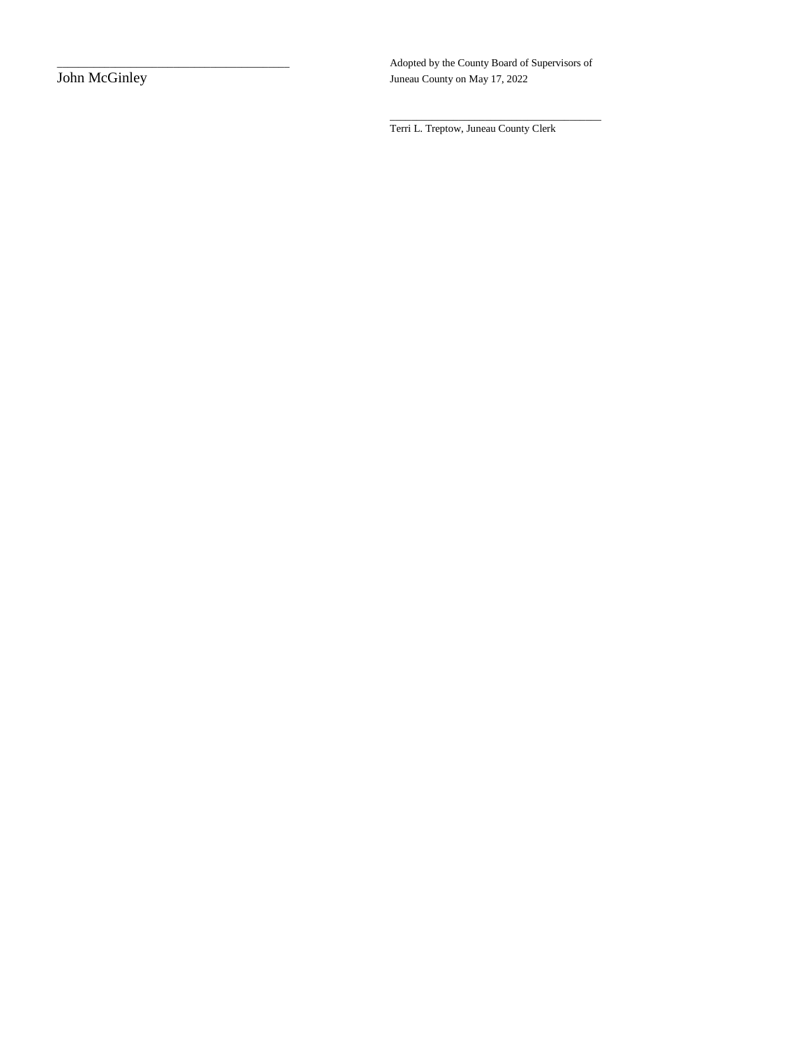\_\_\_\_\_\_\_\_\_\_\_\_\_\_\_\_\_\_\_\_\_\_\_\_\_\_\_\_\_\_\_\_\_\_\_\_

John McGinley

Adopted by the County Board of Supervisors of Juneau County on May 17, 2022

\_\_\_\_\_\_\_\_\_\_\_\_\_\_\_\_\_\_\_\_\_\_\_\_\_\_\_\_\_\_\_\_\_\_\_\_

Terri L. Treptow, Juneau County Clerk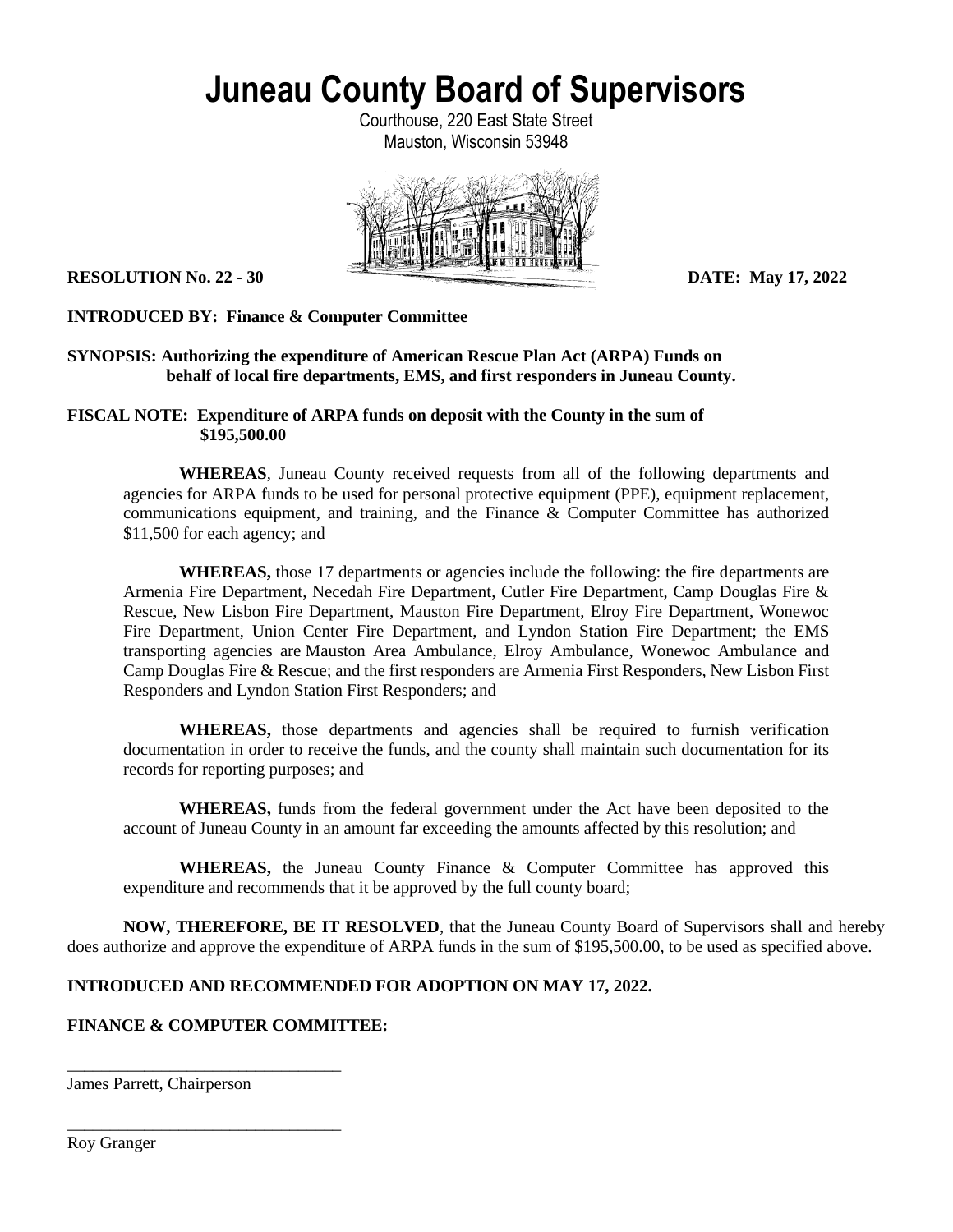# Juneau County Board of Supervisors

Courthouse, 220 East State Street
Mauston, Wisconsin 53948

**RESOLUTION No. 22 - 30** **DATE: May 17, 2022**

**INTRODUCED BY: Finance & Computer Committee**

**SYNOPSIS: Authorizing the expenditure of American Rescue Plan Act (ARPA) Funds on behalf of local fire departments, EMS, and first responders in Juneau County.**

**FISCAL NOTE: Expenditure of ARPA funds on deposit with the County in the sum of $195,500.00**

**WHEREAS**, Juneau County received requests from all of the following departments and agencies for ARPA funds to be used for personal protective equipment (PPE), equipment replacement, communications equipment, and training, and the Finance & Computer Committee has authorized $11,500 for each agency; and

**WHEREAS,** those 17 departments or agencies include the following: the fire departments are Armenia Fire Department, Necedah Fire Department, Cutler Fire Department, Camp Douglas Fire & Rescue, New Lisbon Fire Department, Mauston Fire Department, Elroy Fire Department, Wonewoc Fire Department, Union Center Fire Department, and Lyndon Station Fire Department; the EMS transporting agencies are Mauston Area Ambulance, Elroy Ambulance, Wonewoc Ambulance and Camp Douglas Fire & Rescue; and the first responders are Armenia First Responders, New Lisbon First Responders and Lyndon Station First Responders; and

**WHEREAS,** those departments and agencies shall be required to furnish verification documentation in order to receive the funds, and the county shall maintain such documentation for its records for reporting purposes; and

**WHEREAS,** funds from the federal government under the Act have been deposited to the account of Juneau County in an amount far exceeding the amounts affected by this resolution; and

**WHEREAS,** the Juneau County Finance & Computer Committee has approved this expenditure and recommends that it be approved by the full county board;

**NOW, THEREFORE, BE IT RESOLVED**, that the Juneau County Board of Supervisors shall and hereby does authorize and approve the expenditure of ARPA funds in the sum of $195,500.00, to be used as specified above.

**INTRODUCED AND RECOMMENDED FOR ADOPTION ON MAY 17, 2022.**

**FINANCE & COMPUTER COMMITTEE:**

\_\_\_\_\_\_\_\_\_\_\_\_\_\_\_\_\_\_\_\_\_\_\_\_\_\_\_\_\_\_\_\_
James Parrett, Chairperson

\_\_\_\_\_\_\_\_\_\_\_\_\_\_\_\_\_\_\_\_\_\_\_\_\_\_\_\_\_\_\_\_
Roy Granger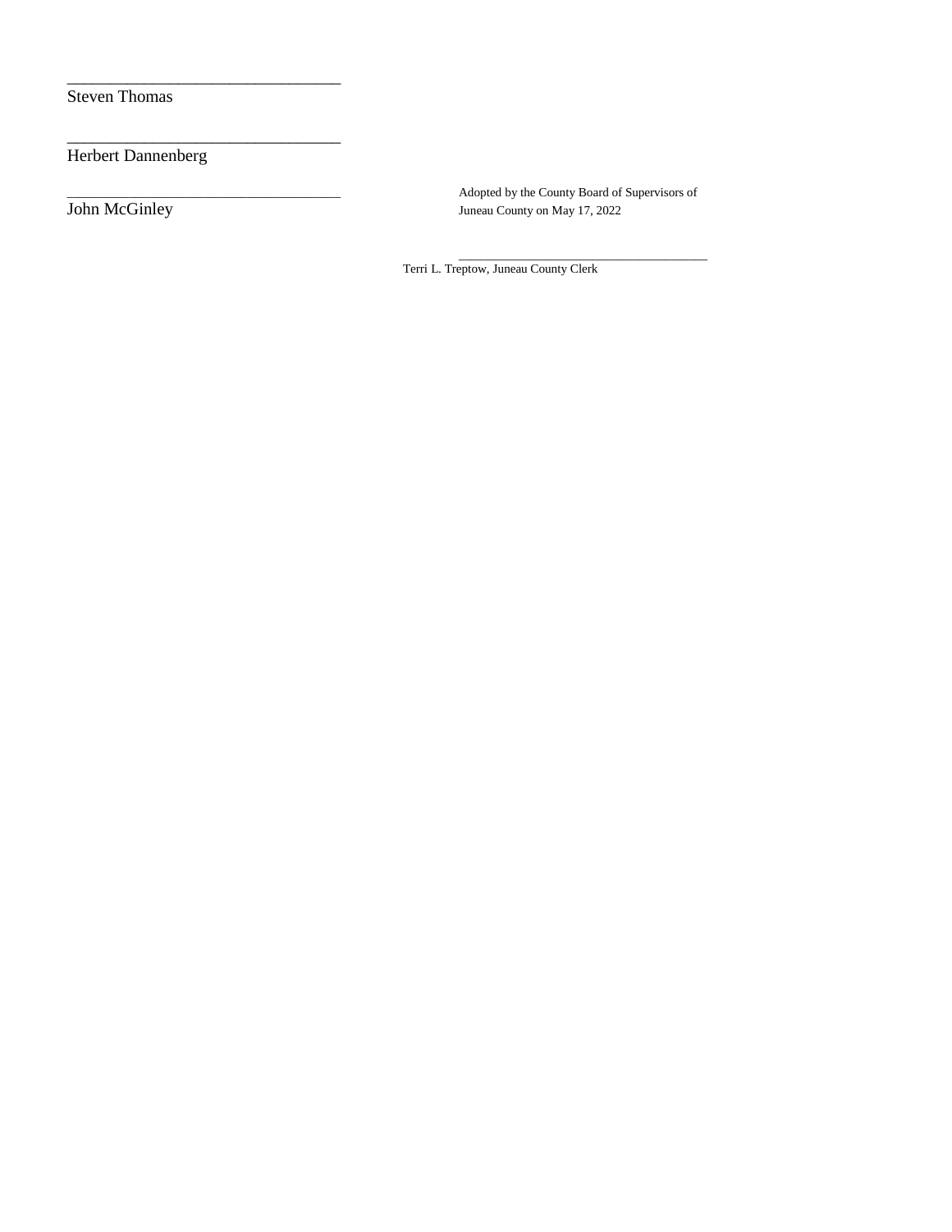\_\_\_\_\_\_\_\_\_\_\_\_\_\_\_\_\_\_\_\_\_\_\_\_\_\_\_\_\_\_\_\_\_

Steven Thomas

\_\_\_\_\_\_\_\_\_\_\_\_\_\_\_\_\_\_\_\_\_\_\_\_\_\_\_\_\_\_\_\_\_

Herbert Dannenberg

\_\_\_\_\_\_\_\_\_\_\_\_\_\_\_\_\_\_\_\_\_\_\_\_\_\_\_\_\_\_\_\_\_

John McGinley

Adopted by the County Board of Supervisors of Juneau County on May 17, 2022

\_\_\_\_\_\_\_\_\_\_\_\_\_\_\_\_\_\_\_\_\_\_\_\_\_\_\_\_\_\_\_\_\_\_\_\_\_\_

Terri L. Treptow, Juneau County Clerk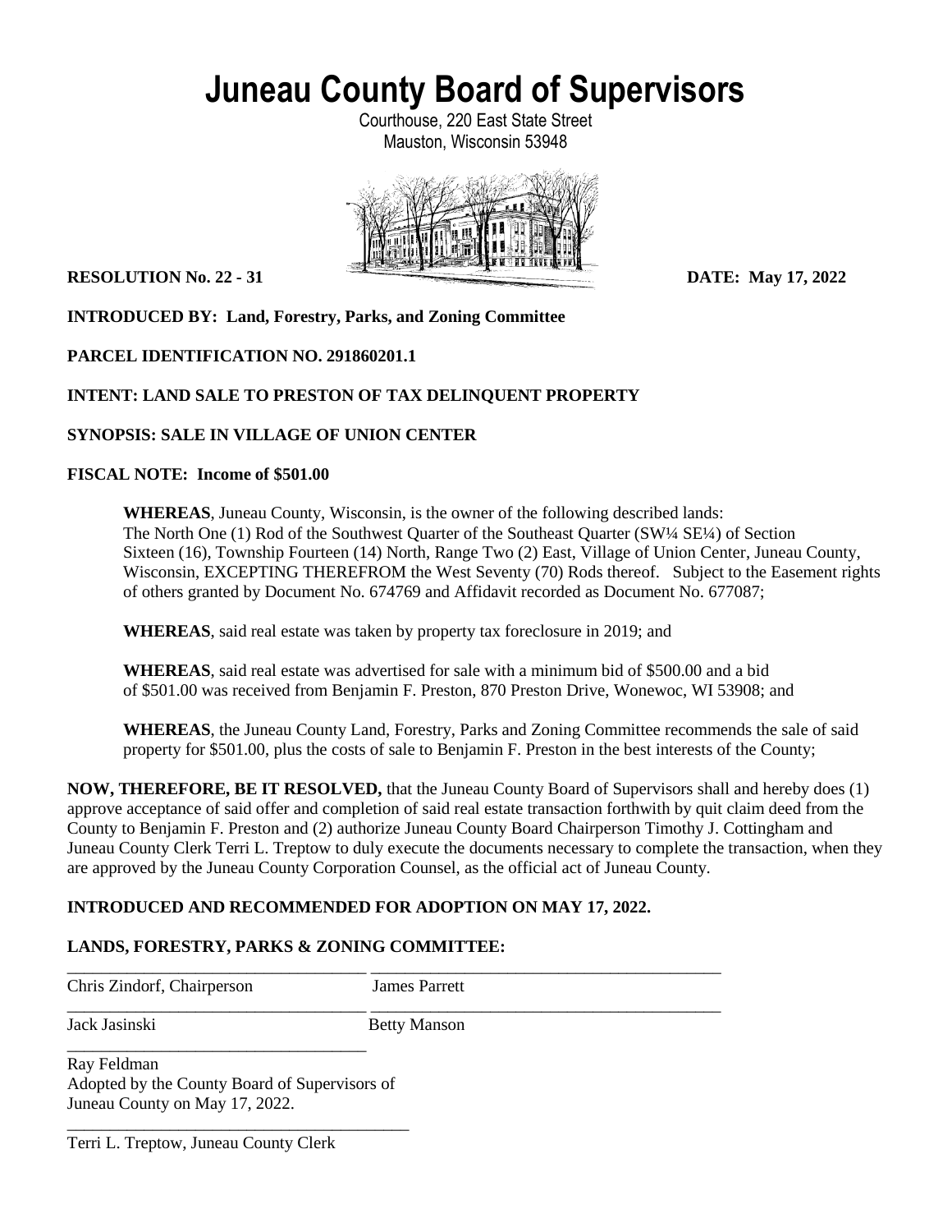# Juneau County Board of Supervisors

Courthouse, 220 East State Street
Mauston, Wisconsin 53948

**RESOLUTION No. 22 - 31** **DATE: May 17, 2022**

**INTRODUCED BY: Land, Forestry, Parks, and Zoning Committee**

**PARCEL IDENTIFICATION NO. 291860201.1**

**INTENT: LAND SALE TO PRESTON OF TAX DELINQUENT PROPERTY**

**SYNOPSIS: SALE IN VILLAGE OF UNION CENTER**

**FISCAL NOTE: Income of $501.00**

**WHEREAS**, Juneau County, Wisconsin, is the owner of the following described lands:
The North One (1) Rod of the Southwest Quarter of the Southeast Quarter (SW¼ SE¼) of Section Sixteen (16), Township Fourteen (14) North, Range Two (2) East, Village of Union Center, Juneau County, Wisconsin, EXCEPTING THEREFROM the West Seventy (70) Rods thereof. Subject to the Easement rights of others granted by Document No. 674769 and Affidavit recorded as Document No. 677087;

**WHEREAS**, said real estate was taken by property tax foreclosure in 2019; and

**WHEREAS**, said real estate was advertised for sale with a minimum bid of $500.00 and a bid of $501.00 was received from Benjamin F. Preston, 870 Preston Drive, Wonewoc, WI 53908; and

**WHEREAS**, the Juneau County Land, Forestry, Parks and Zoning Committee recommends the sale of said property for $501.00, plus the costs of sale to Benjamin F. Preston in the best interests of the County;

**NOW, THEREFORE, BE IT RESOLVED,** that the Juneau County Board of Supervisors shall and hereby does (1) approve acceptance of said offer and completion of said real estate transaction forthwith by quit claim deed from the County to Benjamin F. Preston and (2) authorize Juneau County Board Chairperson Timothy J. Cottingham and Juneau County Clerk Terri L. Treptow to duly execute the documents necessary to complete the transaction, when they are approved by the Juneau County Corporation Counsel, as the official act of Juneau County.

**INTRODUCED AND RECOMMENDED FOR ADOPTION ON MAY 17, 2022.**

**LANDS, FORESTRY, PARKS & ZONING COMMITTEE:**

\_\_\_\_\_\_\_\_\_\_\_\_\_\_\_\_\_\_\_\_\_\_\_\_\_\_\_\_ \_\_\_\_\_\_\_\_\_\_\_\_\_\_\_\_\_\_\_\_\_\_\_\_\_\_\_\_
Chris Zindorf, Chairperson James Parrett

\_\_\_\_\_\_\_\_\_\_\_\_\_\_\_\_\_\_\_\_\_\_\_\_\_\_\_\_ \_\_\_\_\_\_\_\_\_\_\_\_\_\_\_\_\_\_\_\_\_\_\_\_\_\_\_\_
Jack Jasinski Betty Manson

\_\_\_\_\_\_\_\_\_\_\_\_\_\_\_\_\_\_\_\_\_\_\_\_\_\_\_\_
Ray Feldman

Adopted by the County Board of Supervisors of Juneau County on May 17, 2022.

\_\_\_\_\_\_\_\_\_\_\_\_\_\_\_\_\_\_\_\_\_\_\_\_\_\_\_\_
Terri L. Treptow, Juneau County Clerk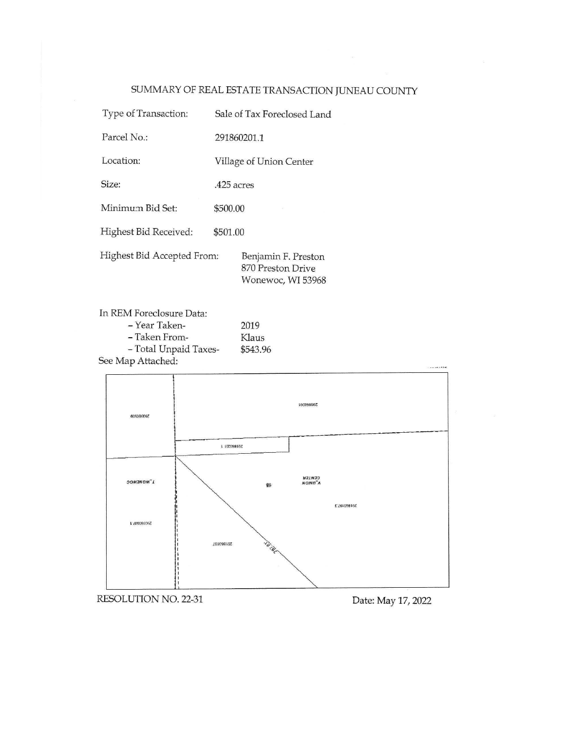# SUMMARY OF REAL ESTATE TRANSACTION JUNEAU COUNTY

| | |
|---|---|
| Type of Transaction: | Sale of Tax Foreclosed Land |
| Parcel No.: | 291860201.1 |
| Location: | Village of Union Center |
| Size: | .425 acres |
| Minimum Bid Set: | $500.00 |
| Highest Bid Received: | $501.00 |
| Highest Bid Accepted From: | Benjamin F. Preston<br>870 Preston Drive<br>Wonewoc, WI 53968 |

In REM Foreclosure Data:

- Year Taken- 2019
- Taken From- Klaus
- Total Unpaid Taxes- $543.96

See Map Attached:

RESOLUTION NO. 22-31

Date: May 17, 2022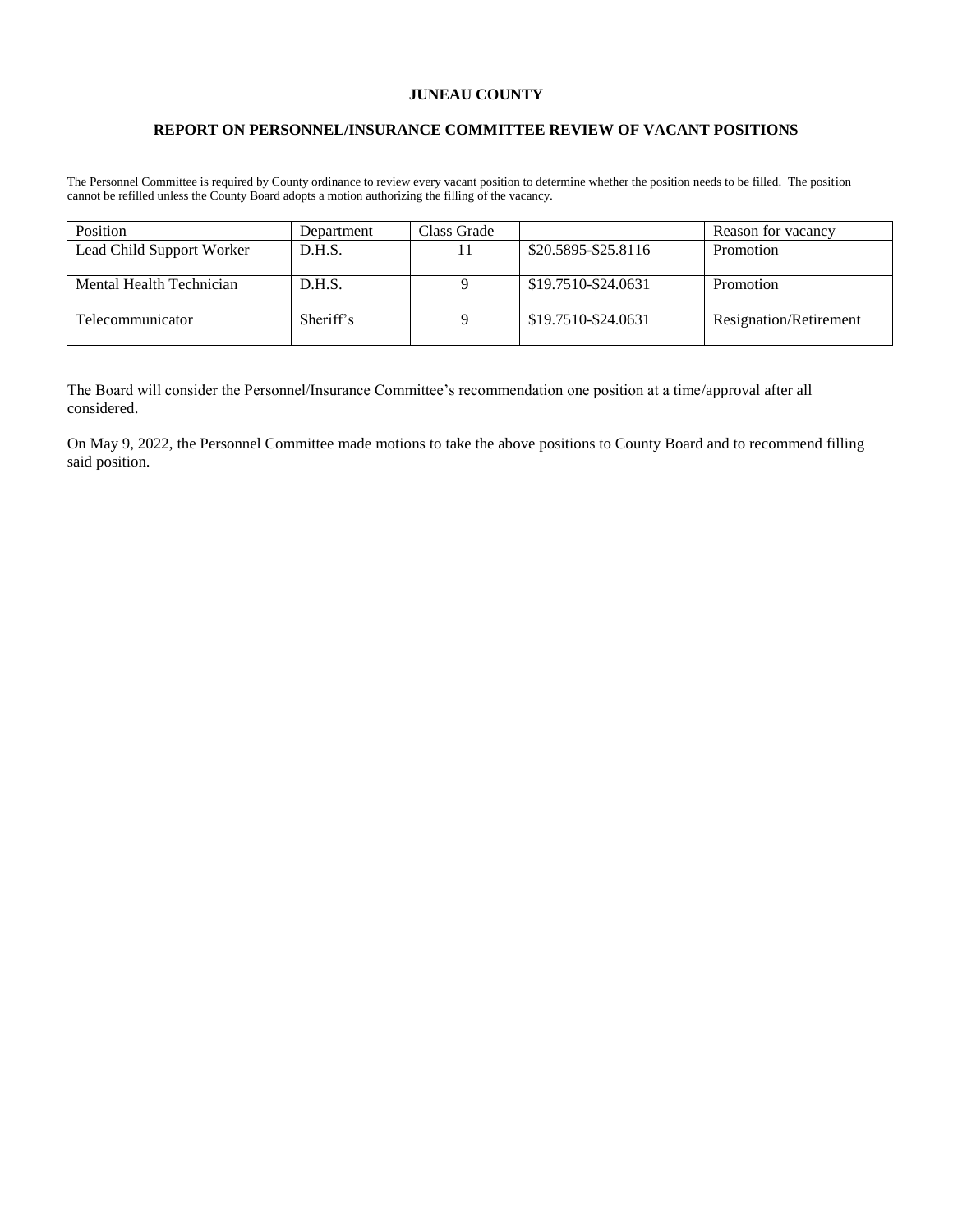**JUNEAU COUNTY**

**REPORT ON PERSONNEL/INSURANCE COMMITTEE REVIEW OF VACANT POSITIONS**

The Personnel Committee is required by County ordinance to review every vacant position to determine whether the position needs to be filled. The position cannot be refilled unless the County Board adopts a motion authorizing the filling of the vacancy.

| Position | Department | Class Grade | | Reason for vacancy |
|---|---|---|---|---|
| Lead Child Support Worker | D.H.S. | 11 | $20.5895-$25.8116 | Promotion |
| Mental Health Technician | D.H.S. | 9 | $19.7510-$24.0631 | Promotion |
| Telecommunicator | Sheriff's | 9 | $19.7510-$24.0631 | Resignation/Retirement |

The Board will consider the Personnel/Insurance Committee's recommendation one position at a time/approval after all considered.

On May 9, 2022, the Personnel Committee made motions to take the above positions to County Board and to recommend filling said position.